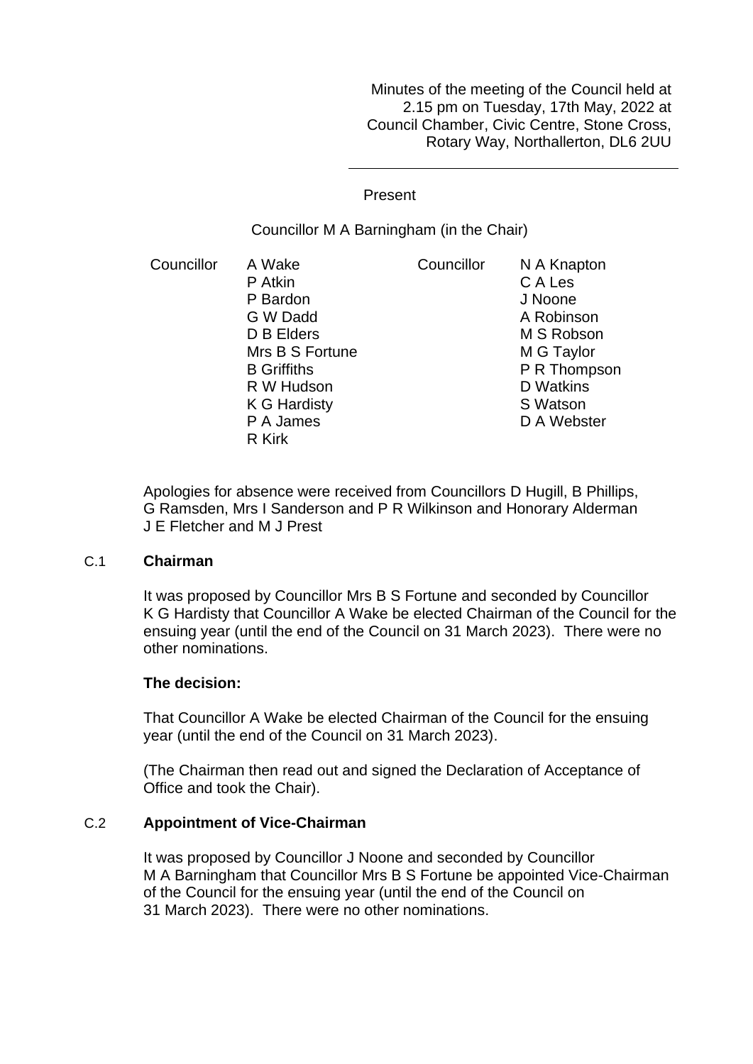Minutes of the meeting of the Council held at 2.15 pm on Tuesday, 17th May, 2022 at Council Chamber, Civic Centre, Stone Cross, Rotary Way, Northallerton, DL6 2UU

---

Present

Councillor M A Barningham (in the Chair)

| Councillor | A Wake | Councillor | N A Knapton |
|---|---|---|---|
| | P Atkin | | C A Les |
| | P Bardon | | J Noone |
| | G W Dadd | | A Robinson |
| | D B Elders | | M S Robson |
| | Mrs B S Fortune | | M G Taylor |
| | B Griffiths | | P R Thompson |
| | R W Hudson | | D Watkins |
| | K G Hardisty | | S Watson |
| | P A James | | D A Webster |
| | R Kirk | | |

Apologies for absence were received from Councillors D Hugill, B Phillips, G Ramsden, Mrs I Sanderson and P R Wilkinson and Honorary Alderman J E Fletcher and M J Prest

## C.1 Chairman

It was proposed by Councillor Mrs B S Fortune and seconded by Councillor K G Hardisty that Councillor A Wake be elected Chairman of the Council for the ensuing year (until the end of the Council on 31 March 2023). There were no other nominations.

**The decision:**

That Councillor A Wake be elected Chairman of the Council for the ensuing year (until the end of the Council on 31 March 2023).

(The Chairman then read out and signed the Declaration of Acceptance of Office and took the Chair).

## C.2 Appointment of Vice-Chairman

It was proposed by Councillor J Noone and seconded by Councillor M A Barningham that Councillor Mrs B S Fortune be appointed Vice-Chairman of the Council for the ensuing year (until the end of the Council on 31 March 2023). There were no other nominations.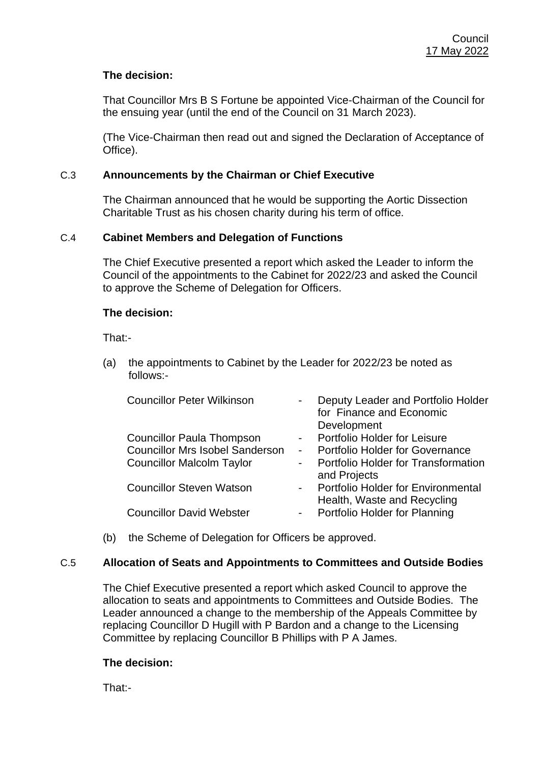**The decision:**

That Councillor Mrs B S Fortune be appointed Vice-Chairman of the Council for the ensuing year (until the end of the Council on 31 March 2023).

(The Vice-Chairman then read out and signed the Declaration of Acceptance of Office).

### C.3 Announcements by the Chairman or Chief Executive

The Chairman announced that he would be supporting the Aortic Dissection Charitable Trust as his chosen charity during his term of office.

### C.4 Cabinet Members and Delegation of Functions

The Chief Executive presented a report which asked the Leader to inform the Council of the appointments to the Cabinet for 2022/23 and asked the Council to approve the Scheme of Delegation for Officers.

**The decision:**

That:-

(a) the appointments to Cabinet by the Leader for 2022/23 be noted as follows:-

| | | |
|---|---|---|
| Councillor Peter Wilkinson | - | Deputy Leader and Portfolio Holder for Finance and Economic Development |
| Councillor Paula Thompson | - | Portfolio Holder for Leisure |
| Councillor Mrs Isobel Sanderson | - | Portfolio Holder for Governance |
| Councillor Malcolm Taylor | - | Portfolio Holder for Transformation and Projects |
| Councillor Steven Watson | - | Portfolio Holder for Environmental Health, Waste and Recycling |
| Councillor David Webster | - | Portfolio Holder for Planning |

(b) the Scheme of Delegation for Officers be approved.

### C.5 Allocation of Seats and Appointments to Committees and Outside Bodies

The Chief Executive presented a report which asked Council to approve the allocation to seats and appointments to Committees and Outside Bodies. The Leader announced a change to the membership of the Appeals Committee by replacing Councillor D Hugill with P Bardon and a change to the Licensing Committee by replacing Councillor B Phillips with P A James.

**The decision:**

That:-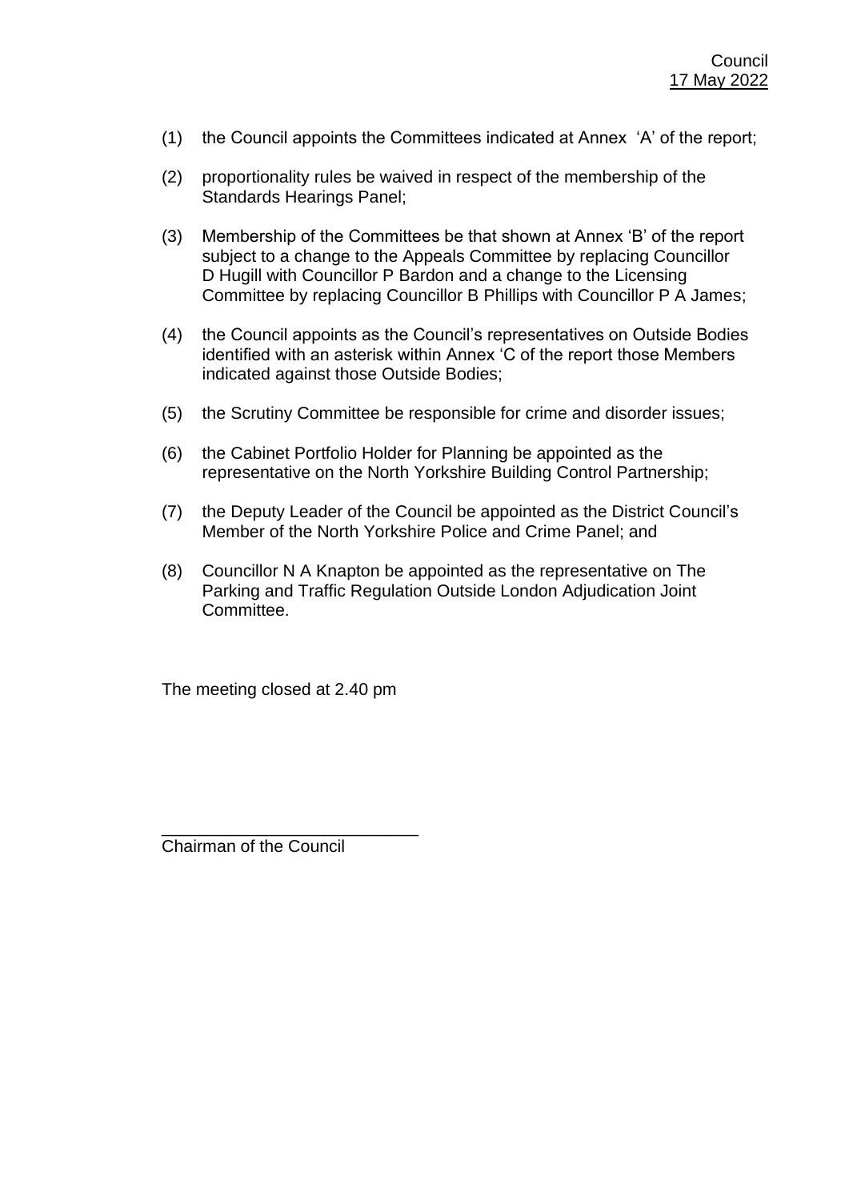(1) the Council appoints the Committees indicated at Annex 'A' of the report;

(2) proportionality rules be waived in respect of the membership of the Standards Hearings Panel;

(3) Membership of the Committees be that shown at Annex 'B' of the report subject to a change to the Appeals Committee by replacing Councillor D Hugill with Councillor P Bardon and a change to the Licensing Committee by replacing Councillor B Phillips with Councillor P A James;

(4) the Council appoints as the Council's representatives on Outside Bodies identified with an asterisk within Annex 'C of the report those Members indicated against those Outside Bodies;

(5) the Scrutiny Committee be responsible for crime and disorder issues;

(6) the Cabinet Portfolio Holder for Planning be appointed as the representative on the North Yorkshire Building Control Partnership;

(7) the Deputy Leader of the Council be appointed as the District Council's Member of the North Yorkshire Police and Crime Panel; and

(8) Councillor N A Knapton be appointed as the representative on The Parking and Traffic Regulation Outside London Adjudication Joint Committee.

The meeting closed at 2.40 pm

___________________________

Chairman of the Council